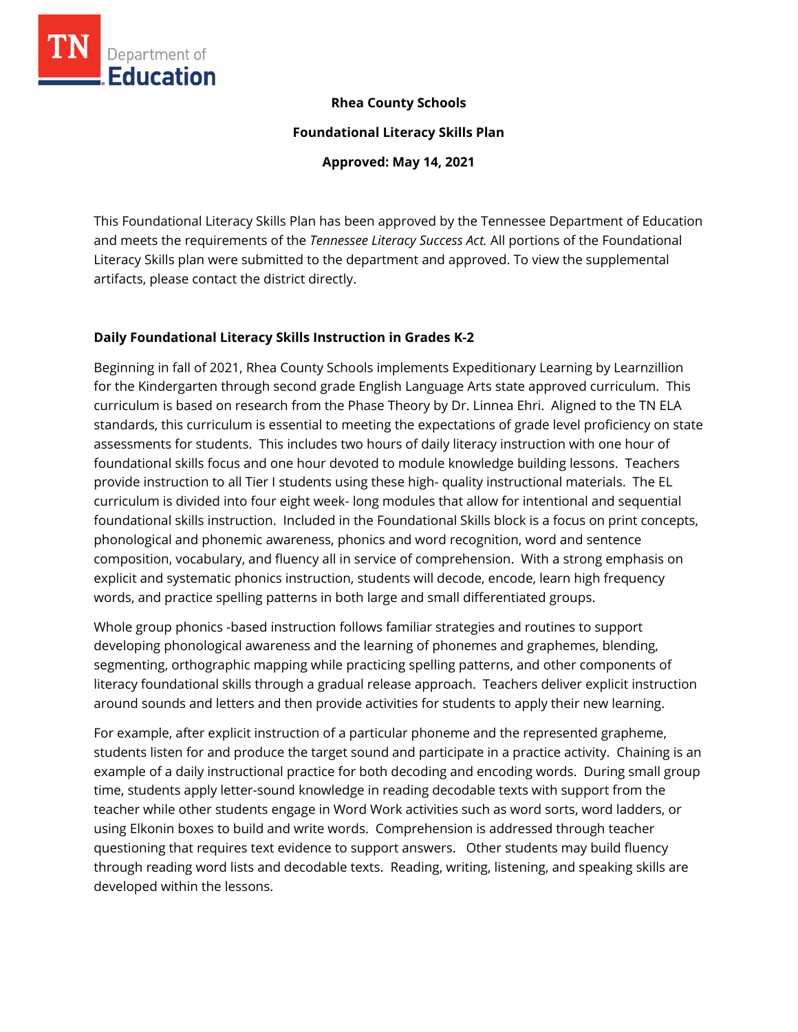**Rhea County Schools**

**Foundational Literacy Skills Plan**

**Approved: May 14, 2021**

This Foundational Literacy Skills Plan has been approved by the Tennessee Department of Education and meets the requirements of the *Tennessee Literacy Success Act.* All portions of the Foundational Literacy Skills plan were submitted to the department and approved. To view the supplemental artifacts, please contact the district directly.

## Daily Foundational Literacy Skills Instruction in Grades K-2

Beginning in fall of 2021, Rhea County Schools implements Expeditionary Learning by Learnzillion for the Kindergarten through second grade English Language Arts state approved curriculum. This curriculum is based on research from the Phase Theory by Dr. Linnea Ehri. Aligned to the TN ELA standards, this curriculum is essential to meeting the expectations of grade level proficiency on state assessments for students. This includes two hours of daily literacy instruction with one hour of foundational skills focus and one hour devoted to module knowledge building lessons. Teachers provide instruction to all Tier I students using these high- quality instructional materials. The EL curriculum is divided into four eight week- long modules that allow for intentional and sequential foundational skills instruction. Included in the Foundational Skills block is a focus on print concepts, phonological and phonemic awareness, phonics and word recognition, word and sentence composition, vocabulary, and fluency all in service of comprehension. With a strong emphasis on explicit and systematic phonics instruction, students will decode, encode, learn high frequency words, and practice spelling patterns in both large and small differentiated groups.

Whole group phonics -based instruction follows familiar strategies and routines to support developing phonological awareness and the learning of phonemes and graphemes, blending, segmenting, orthographic mapping while practicing spelling patterns, and other components of literacy foundational skills through a gradual release approach. Teachers deliver explicit instruction around sounds and letters and then provide activities for students to apply their new learning.

For example, after explicit instruction of a particular phoneme and the represented grapheme, students listen for and produce the target sound and participate in a practice activity. Chaining is an example of a daily instructional practice for both decoding and encoding words. During small group time, students apply letter-sound knowledge in reading decodable texts with support from the teacher while other students engage in Word Work activities such as word sorts, word ladders, or using Elkonin boxes to build and write words. Comprehension is addressed through teacher questioning that requires text evidence to support answers. Other students may build fluency through reading word lists and decodable texts. Reading, writing, listening, and speaking skills are developed within the lessons.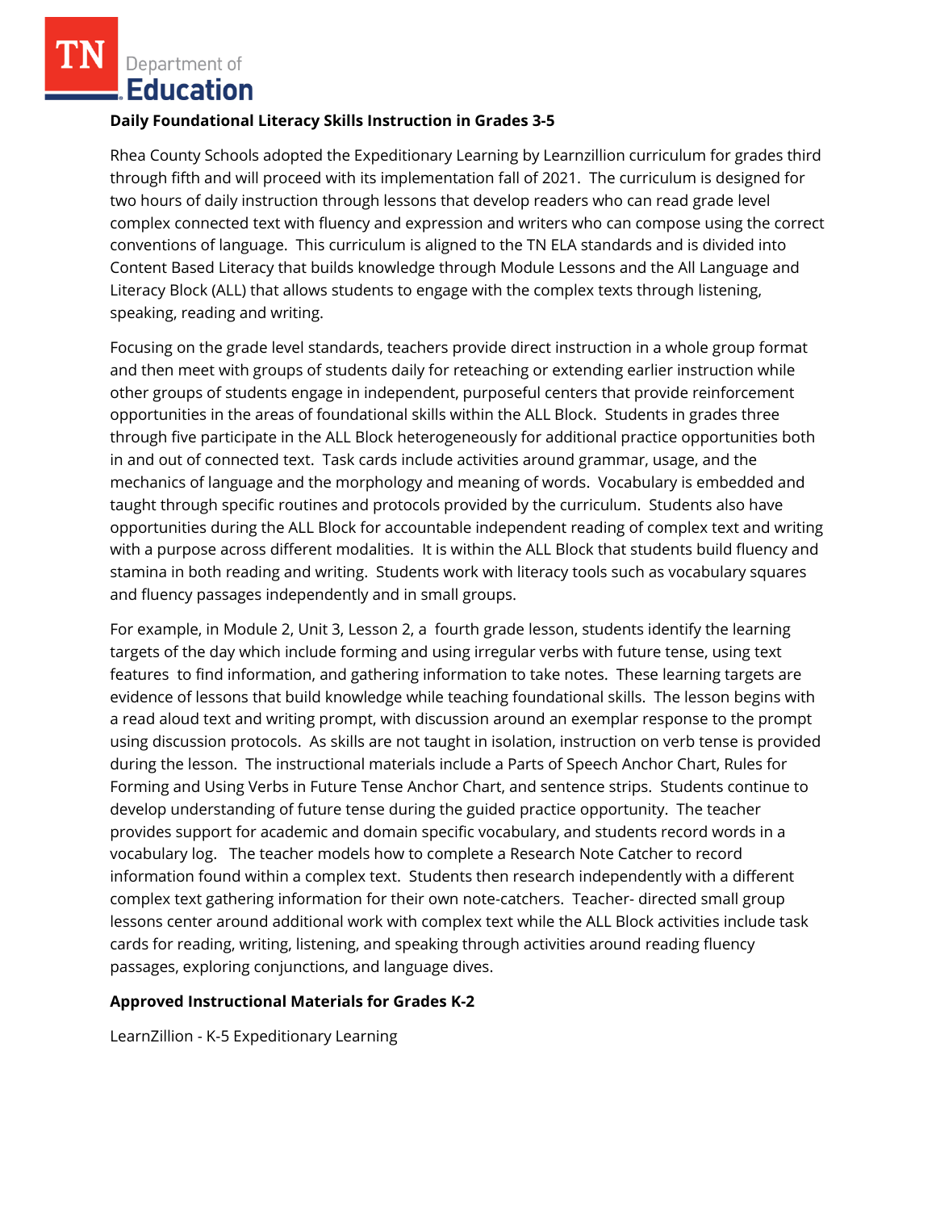**Daily Foundational Literacy Skills Instruction in Grades 3-5**

Rhea County Schools adopted the Expeditionary Learning by Learnzillion curriculum for grades third through fifth and will proceed with its implementation fall of 2021. The curriculum is designed for two hours of daily instruction through lessons that develop readers who can read grade level complex connected text with fluency and expression and writers who can compose using the correct conventions of language. This curriculum is aligned to the TN ELA standards and is divided into Content Based Literacy that builds knowledge through Module Lessons and the All Language and Literacy Block (ALL) that allows students to engage with the complex texts through listening, speaking, reading and writing.

Focusing on the grade level standards, teachers provide direct instruction in a whole group format and then meet with groups of students daily for reteaching or extending earlier instruction while other groups of students engage in independent, purposeful centers that provide reinforcement opportunities in the areas of foundational skills within the ALL Block. Students in grades three through five participate in the ALL Block heterogeneously for additional practice opportunities both in and out of connected text. Task cards include activities around grammar, usage, and the mechanics of language and the morphology and meaning of words. Vocabulary is embedded and taught through specific routines and protocols provided by the curriculum. Students also have opportunities during the ALL Block for accountable independent reading of complex text and writing with a purpose across different modalities. It is within the ALL Block that students build fluency and stamina in both reading and writing. Students work with literacy tools such as vocabulary squares and fluency passages independently and in small groups.

For example, in Module 2, Unit 3, Lesson 2, a fourth grade lesson, students identify the learning targets of the day which include forming and using irregular verbs with future tense, using text features to find information, and gathering information to take notes. These learning targets are evidence of lessons that build knowledge while teaching foundational skills. The lesson begins with a read aloud text and writing prompt, with discussion around an exemplar response to the prompt using discussion protocols. As skills are not taught in isolation, instruction on verb tense is provided during the lesson. The instructional materials include a Parts of Speech Anchor Chart, Rules for Forming and Using Verbs in Future Tense Anchor Chart, and sentence strips. Students continue to develop understanding of future tense during the guided practice opportunity. The teacher provides support for academic and domain specific vocabulary, and students record words in a vocabulary log. The teacher models how to complete a Research Note Catcher to record information found within a complex text. Students then research independently with a different complex text gathering information for their own note-catchers. Teacher- directed small group lessons center around additional work with complex text while the ALL Block activities include task cards for reading, writing, listening, and speaking through activities around reading fluency passages, exploring conjunctions, and language dives.

**Approved Instructional Materials for Grades K-2**

LearnZillion - K-5 Expeditionary Learning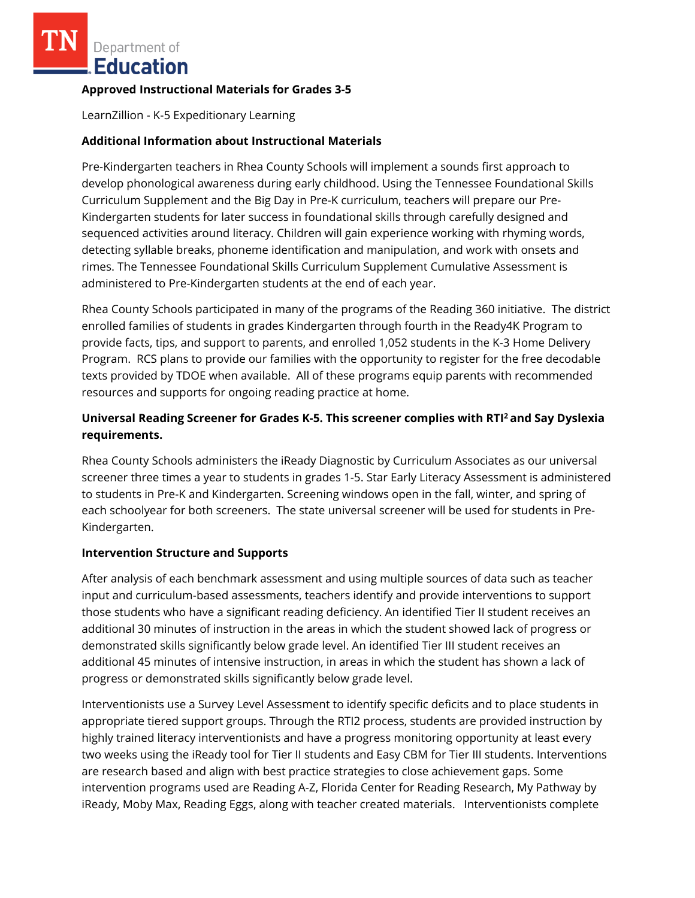**Approved Instructional Materials for Grades 3-5**

LearnZillion - K-5 Expeditionary Learning

**Additional Information about Instructional Materials**

Pre-Kindergarten teachers in Rhea County Schools will implement a sounds first approach to develop phonological awareness during early childhood. Using the Tennessee Foundational Skills Curriculum Supplement and the Big Day in Pre-K curriculum, teachers will prepare our Pre-Kindergarten students for later success in foundational skills through carefully designed and sequenced activities around literacy. Children will gain experience working with rhyming words, detecting syllable breaks, phoneme identification and manipulation, and work with onsets and rimes. The Tennessee Foundational Skills Curriculum Supplement Cumulative Assessment is administered to Pre-Kindergarten students at the end of each year.

Rhea County Schools participated in many of the programs of the Reading 360 initiative. The district enrolled families of students in grades Kindergarten through fourth in the Ready4K Program to provide facts, tips, and support to parents, and enrolled 1,052 students in the K-3 Home Delivery Program. RCS plans to provide our families with the opportunity to register for the free decodable texts provided by TDOE when available. All of these programs equip parents with recommended resources and supports for ongoing reading practice at home.

**Universal Reading Screener for Grades K-5. This screener complies with RTI² and Say Dyslexia requirements.**

Rhea County Schools administers the iReady Diagnostic by Curriculum Associates as our universal screener three times a year to students in grades 1-5. Star Early Literacy Assessment is administered to students in Pre-K and Kindergarten. Screening windows open in the fall, winter, and spring of each schoolyear for both screeners. The state universal screener will be used for students in Pre-Kindergarten.

**Intervention Structure and Supports**

After analysis of each benchmark assessment and using multiple sources of data such as teacher input and curriculum-based assessments, teachers identify and provide interventions to support those students who have a significant reading deficiency. An identified Tier II student receives an additional 30 minutes of instruction in the areas in which the student showed lack of progress or demonstrated skills significantly below grade level. An identified Tier III student receives an additional 45 minutes of intensive instruction, in areas in which the student has shown a lack of progress or demonstrated skills significantly below grade level.

Interventionists use a Survey Level Assessment to identify specific deficits and to place students in appropriate tiered support groups. Through the RTI2 process, students are provided instruction by highly trained literacy interventionists and have a progress monitoring opportunity at least every two weeks using the iReady tool for Tier II students and Easy CBM for Tier III students. Interventions are research based and align with best practice strategies to close achievement gaps. Some intervention programs used are Reading A-Z, Florida Center for Reading Research, My Pathway by iReady, Moby Max, Reading Eggs, along with teacher created materials. Interventionists complete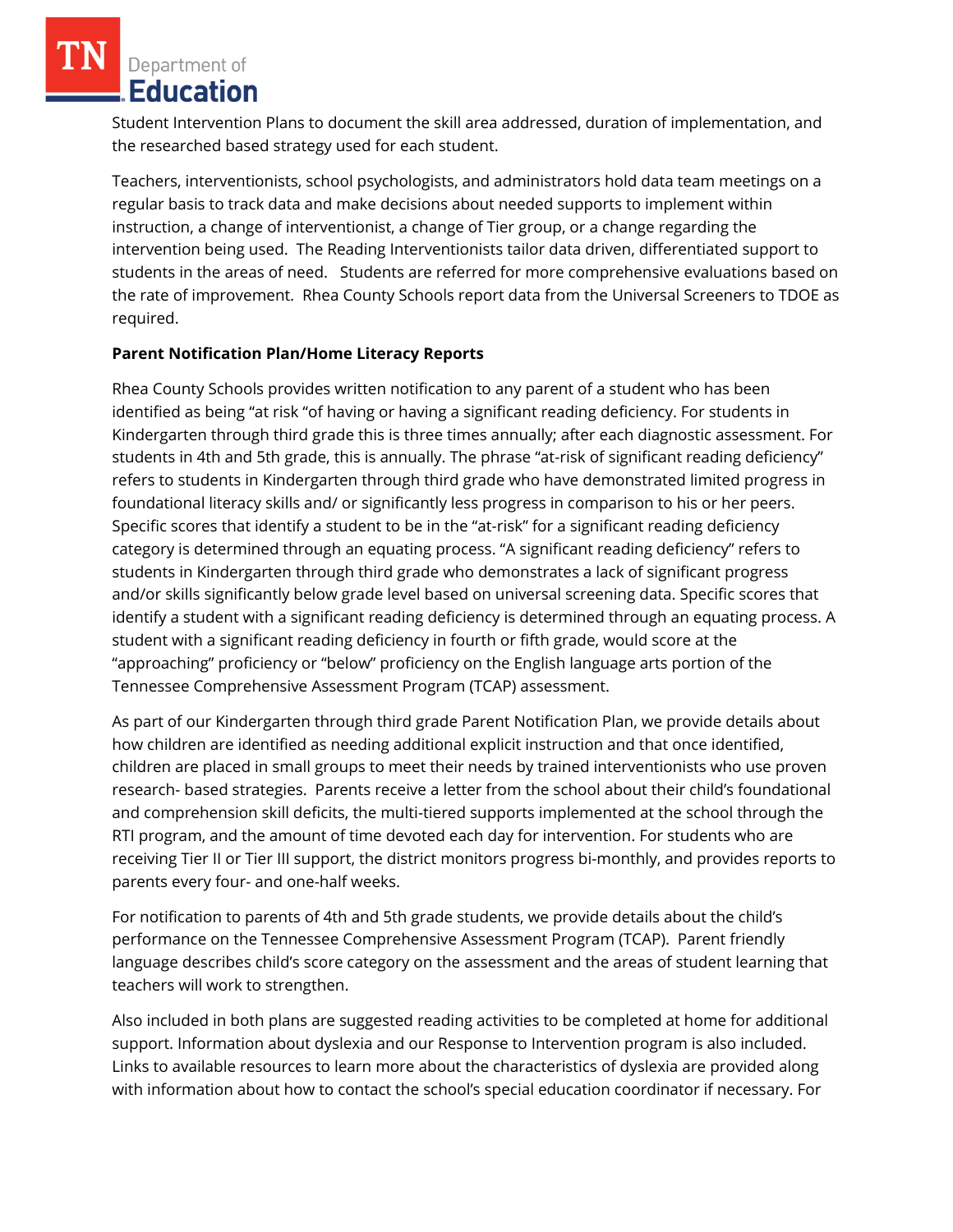Student Intervention Plans to document the skill area addressed, duration of implementation, and the researched based strategy used for each student.

Teachers, interventionists, school psychologists, and administrators hold data team meetings on a regular basis to track data and make decisions about needed supports to implement within instruction, a change of interventionist, a change of Tier group, or a change regarding the intervention being used. The Reading Interventionists tailor data driven, differentiated support to students in the areas of need. Students are referred for more comprehensive evaluations based on the rate of improvement. Rhea County Schools report data from the Universal Screeners to TDOE as required.

**Parent Notification Plan/Home Literacy Reports**

Rhea County Schools provides written notification to any parent of a student who has been identified as being "at risk "of having or having a significant reading deficiency. For students in Kindergarten through third grade this is three times annually; after each diagnostic assessment. For students in 4th and 5th grade, this is annually. The phrase "at-risk of significant reading deficiency" refers to students in Kindergarten through third grade who have demonstrated limited progress in foundational literacy skills and/ or significantly less progress in comparison to his or her peers. Specific scores that identify a student to be in the "at-risk" for a significant reading deficiency category is determined through an equating process. "A significant reading deficiency" refers to students in Kindergarten through third grade who demonstrates a lack of significant progress and/or skills significantly below grade level based on universal screening data. Specific scores that identify a student with a significant reading deficiency is determined through an equating process. A student with a significant reading deficiency in fourth or fifth grade, would score at the "approaching" proficiency or "below" proficiency on the English language arts portion of the Tennessee Comprehensive Assessment Program (TCAP) assessment.

As part of our Kindergarten through third grade Parent Notification Plan, we provide details about how children are identified as needing additional explicit instruction and that once identified, children are placed in small groups to meet their needs by trained interventionists who use proven research- based strategies. Parents receive a letter from the school about their child's foundational and comprehension skill deficits, the multi-tiered supports implemented at the school through the RTI program, and the amount of time devoted each day for intervention. For students who are receiving Tier II or Tier III support, the district monitors progress bi-monthly, and provides reports to parents every four- and one-half weeks.

For notification to parents of 4th and 5th grade students, we provide details about the child's performance on the Tennessee Comprehensive Assessment Program (TCAP). Parent friendly language describes child's score category on the assessment and the areas of student learning that teachers will work to strengthen.

Also included in both plans are suggested reading activities to be completed at home for additional support. Information about dyslexia and our Response to Intervention program is also included. Links to available resources to learn more about the characteristics of dyslexia are provided along with information about how to contact the school's special education coordinator if necessary. For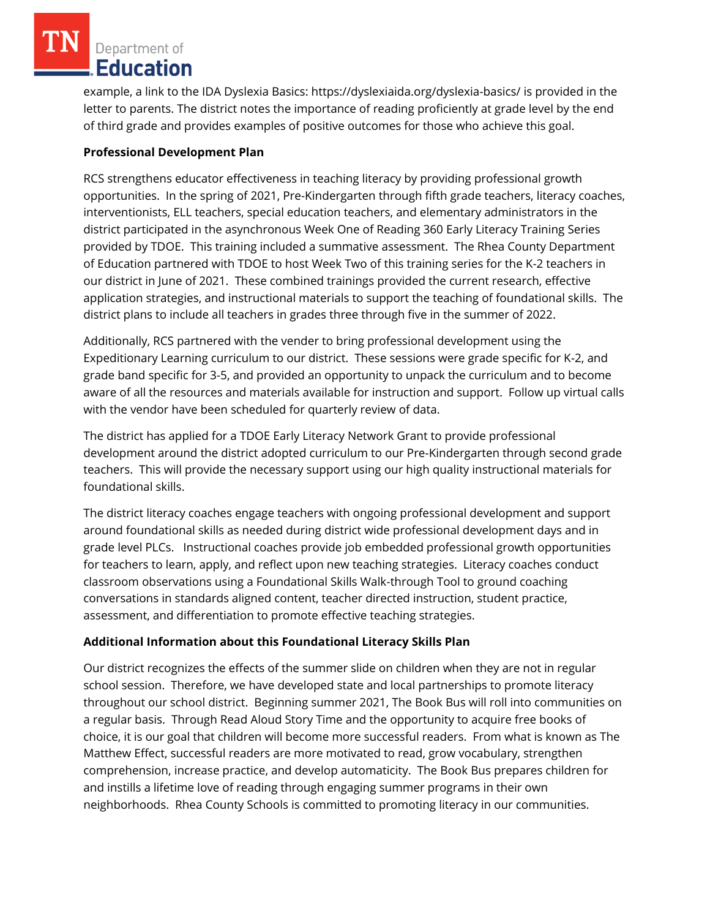example, a link to the IDA Dyslexia Basics: https://dyslexiaida.org/dyslexia-basics/ is provided in the letter to parents. The district notes the importance of reading proficiently at grade level by the end of third grade and provides examples of positive outcomes for those who achieve this goal.

**Professional Development Plan**

RCS strengthens educator effectiveness in teaching literacy by providing professional growth opportunities. In the spring of 2021, Pre-Kindergarten through fifth grade teachers, literacy coaches, interventionists, ELL teachers, special education teachers, and elementary administrators in the district participated in the asynchronous Week One of Reading 360 Early Literacy Training Series provided by TDOE. This training included a summative assessment. The Rhea County Department of Education partnered with TDOE to host Week Two of this training series for the K-2 teachers in our district in June of 2021. These combined trainings provided the current research, effective application strategies, and instructional materials to support the teaching of foundational skills. The district plans to include all teachers in grades three through five in the summer of 2022.

Additionally, RCS partnered with the vender to bring professional development using the Expeditionary Learning curriculum to our district. These sessions were grade specific for K-2, and grade band specific for 3-5, and provided an opportunity to unpack the curriculum and to become aware of all the resources and materials available for instruction and support. Follow up virtual calls with the vendor have been scheduled for quarterly review of data.

The district has applied for a TDOE Early Literacy Network Grant to provide professional development around the district adopted curriculum to our Pre-Kindergarten through second grade teachers. This will provide the necessary support using our high quality instructional materials for foundational skills.

The district literacy coaches engage teachers with ongoing professional development and support around foundational skills as needed during district wide professional development days and in grade level PLCs. Instructional coaches provide job embedded professional growth opportunities for teachers to learn, apply, and reflect upon new teaching strategies. Literacy coaches conduct classroom observations using a Foundational Skills Walk-through Tool to ground coaching conversations in standards aligned content, teacher directed instruction, student practice, assessment, and differentiation to promote effective teaching strategies.

**Additional Information about this Foundational Literacy Skills Plan**

Our district recognizes the effects of the summer slide on children when they are not in regular school session. Therefore, we have developed state and local partnerships to promote literacy throughout our school district. Beginning summer 2021, The Book Bus will roll into communities on a regular basis. Through Read Aloud Story Time and the opportunity to acquire free books of choice, it is our goal that children will become more successful readers. From what is known as The Matthew Effect, successful readers are more motivated to read, grow vocabulary, strengthen comprehension, increase practice, and develop automaticity. The Book Bus prepares children for and instills a lifetime love of reading through engaging summer programs in their own neighborhoods. Rhea County Schools is committed to promoting literacy in our communities.